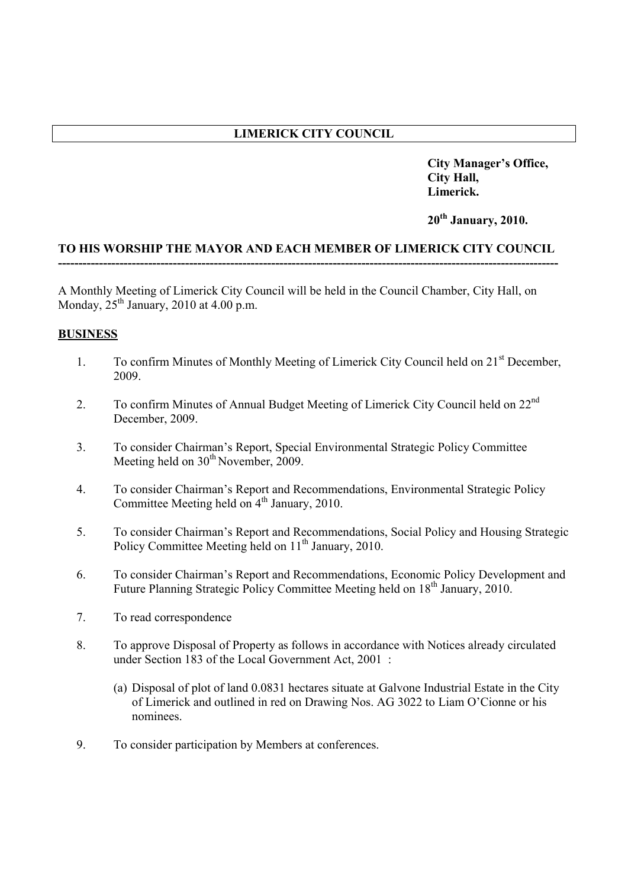# LIMERICK CITY COUNCIL

**City Manager's Office,**
**City Hall,**
**Limerick.**

**20th January, 2010.**

**TO HIS WORSHIP THE MAYOR AND EACH MEMBER OF LIMERICK CITY COUNCIL**

---

A Monthly Meeting of Limerick City Council will be held in the Council Chamber, City Hall, on Monday, 25th January, 2010 at 4.00 p.m.

**BUSINESS**

1. To confirm Minutes of Monthly Meeting of Limerick City Council held on 21st December, 2009.

2. To confirm Minutes of Annual Budget Meeting of Limerick City Council held on 22nd December, 2009.

3. To consider Chairman's Report, Special Environmental Strategic Policy Committee Meeting held on 30th November, 2009.

4. To consider Chairman's Report and Recommendations, Environmental Strategic Policy Committee Meeting held on 4th January, 2010.

5. To consider Chairman's Report and Recommendations, Social Policy and Housing Strategic Policy Committee Meeting held on 11th January, 2010.

6. To consider Chairman's Report and Recommendations, Economic Policy Development and Future Planning Strategic Policy Committee Meeting held on 18th January, 2010.

7. To read correspondence

8. To approve Disposal of Property as follows in accordance with Notices already circulated under Section 183 of the Local Government Act, 2001 :

   (a) Disposal of plot of land 0.0831 hectares situate at Galvone Industrial Estate in the City of Limerick and outlined in red on Drawing Nos. AG 3022 to Liam O'Cionne or his nominees.

9. To consider participation by Members at conferences.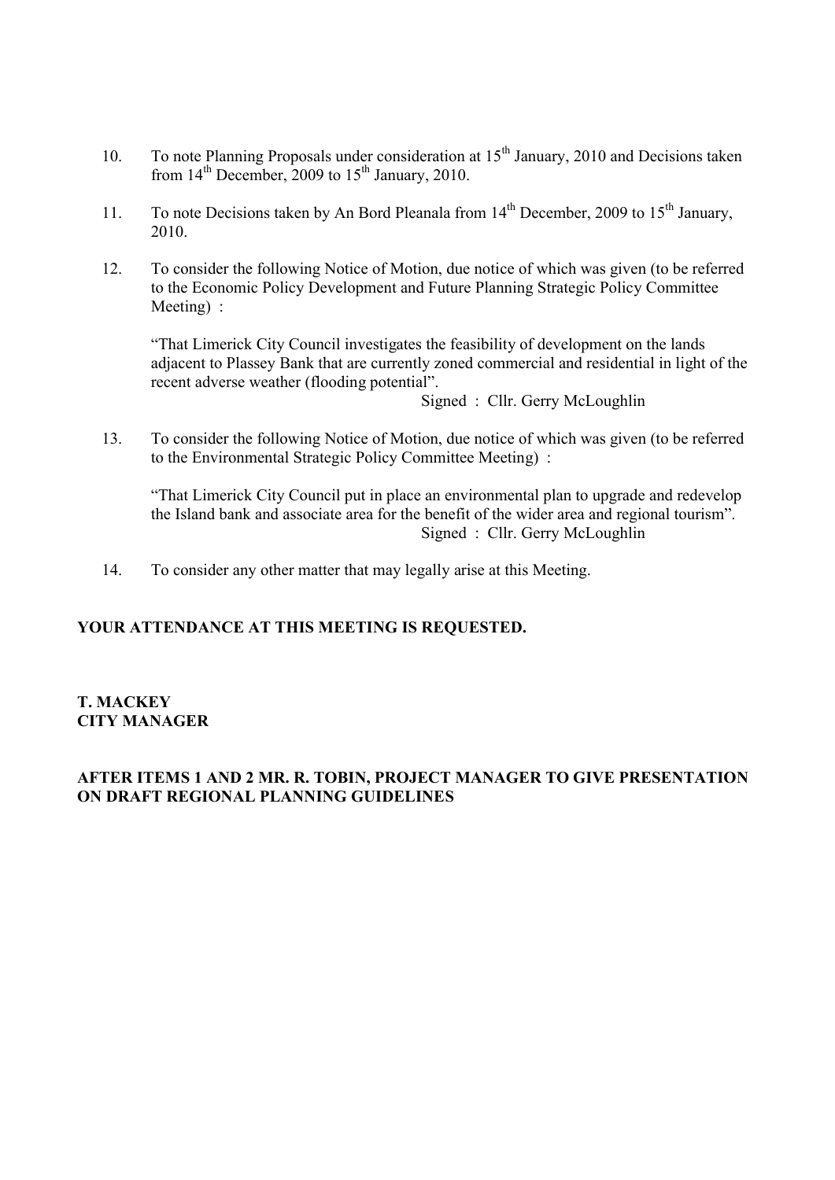10. To note Planning Proposals under consideration at 15th January, 2010 and Decisions taken from 14th December, 2009 to 15th January, 2010.

11. To note Decisions taken by An Bord Pleanala from 14th December, 2009 to 15th January, 2010.

12. To consider the following Notice of Motion, due notice of which was given (to be referred to the Economic Policy Development and Future Planning Strategic Policy Committee Meeting) :

    "That Limerick City Council investigates the feasibility of development on the lands adjacent to Plassey Bank that are currently zoned commercial and residential in light of the recent adverse weather (flooding potential".

    Signed : Cllr. Gerry McLoughlin

13. To consider the following Notice of Motion, due notice of which was given (to be referred to the Environmental Strategic Policy Committee Meeting) :

    "That Limerick City Council put in place an environmental plan to upgrade and redevelop the Island bank and associate area for the benefit of the wider area and regional tourism".

    Signed : Cllr. Gerry McLoughlin

14. To consider any other matter that may legally arise at this Meeting.

**YOUR ATTENDANCE AT THIS MEETING IS REQUESTED.**

**T. MACKEY**
**CITY MANAGER**

**AFTER ITEMS 1 AND 2 MR. R. TOBIN, PROJECT MANAGER TO GIVE PRESENTATION ON DRAFT REGIONAL PLANNING GUIDELINES**